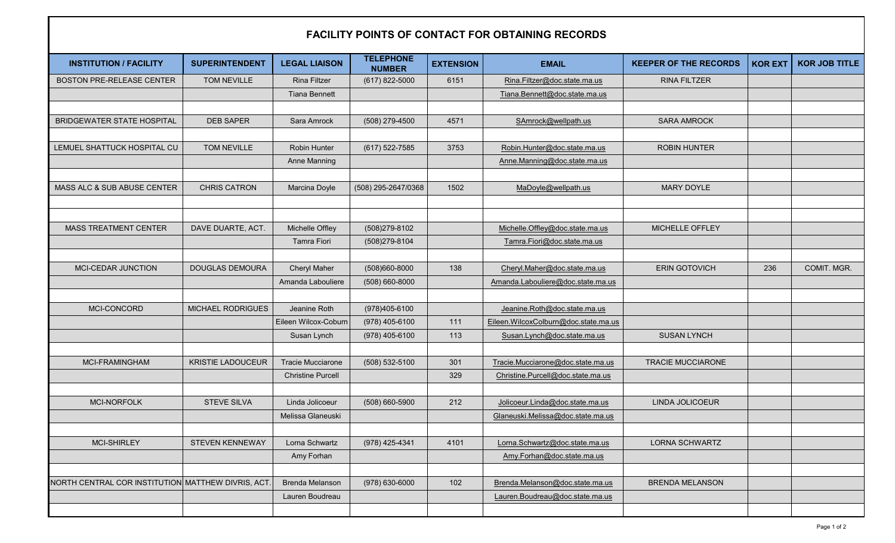# FACILITY POINTS OF CONTACT FOR OBTAINING RECORDS

| INSTITUTION / FACILITY | SUPERINTENDENT | LEGAL LIAISON | TELEPHONE NUMBER | EXTENSION | EMAIL | KEEPER OF THE RECORDS | KOR EXT | KOR JOB TITLE |
|---|---|---|---|---|---|---|---|---|
| BOSTON PRE-RELEASE CENTER | TOM NEVILLE | Rina Filtzer | (617) 822-5000 | 6151 | Rina.Filtzer@doc.state.ma.us | RINA FILTZER | | |
| | | Tiana Bennett | | | Tiana.Bennett@doc.state.ma.us | | | |
| | | | | | | | | |
| BRIDGEWATER STATE HOSPITAL | DEB SAPER | Sara Amrock | (508) 279-4500 | 4571 | SAmrock@wellpath.us | SARA AMROCK | | |
| | | | | | | | | |
| LEMUEL SHATTUCK HOSPITAL CU | TOM NEVILLE | Robin Hunter | (617) 522-7585 | 3753 | Robin.Hunter@doc.state.ma.us | ROBIN HUNTER | | |
| | | Anne Manning | | | Anne.Manning@doc.state.ma.us | | | |
| | | | | | | | | |
| MASS ALC & SUB ABUSE CENTER | CHRIS CATRON | Marcina Doyle | (508) 295-2647/0368 | 1502 | MaDoyle@wellpath.us | MARY DOYLE | | |
| | | | | | | | | |
| | | | | | | | | |
| MASS TREATMENT CENTER | DAVE DUARTE, ACT. | Michelle Offley | (508)279-8102 | | Michelle.Offley@doc.state.ma.us | MICHELLE OFFLEY | | |
| | | Tamra Fiori | (508)279-8104 | | Tamra.Fiori@doc.state.ma.us | | | |
| | | | | | | | | |
| MCI-CEDAR JUNCTION | DOUGLAS DEMOURA | Cheryl Maher | (508)660-8000 | 138 | Cheryl.Maher@doc.state.ma.us | ERIN GOTOVICH | 236 | COMIT. MGR. |
| | | Amanda Labouliere | (508) 660-8000 | | Amanda.Labouliere@doc.state.ma.us | | | |
| | | | | | | | | |
| MCI-CONCORD | MICHAEL RODRIGUES | Jeanine Roth | (978)405-6100 | | Jeanine.Roth@doc.state.ma.us | | | |
| | | Eileen Wilcox-Coburn | (978) 405-6100 | 111 | Eileen.WilcoxColburn@doc.state.ma.us | | | |
| | | Susan Lynch | (978) 405-6100 | 113 | Susan.Lynch@doc.state.ma.us | SUSAN LYNCH | | |
| | | | | | | | | |
| MCI-FRAMINGHAM | KRISTIE LADOUCEUR | Tracie Mucciarone | (508) 532-5100 | 301 | Tracie.Mucciarone@doc.state.ma.us | TRACIE MUCCIARONE | | |
| | | Christine Purcell | | 329 | Christine.Purcell@doc.state.ma.us | | | |
| | | | | | | | | |
| MCI-NORFOLK | STEVE SILVA | Linda Jolicoeur | (508) 660-5900 | 212 | Jolicoeur.Linda@doc.state.ma.us | LINDA JOLICOEUR | | |
| | | Melissa Glaneuski | | | Glaneuski.Melissa@doc.state.ma.us | | | |
| | | | | | | | | |
| MCI-SHIRLEY | STEVEN KENNEWAY | Lorna Schwartz | (978) 425-4341 | 4101 | Lorna.Schwartz@doc.state.ma.us | LORNA SCHWARTZ | | |
| | | Amy Forhan | | | Amy.Forhan@doc.state.ma.us | | | |
| | | | | | | | | |
| NORTH CENTRAL COR INSTITUTION | MATTHEW DIVRIS, ACT. | Brenda Melanson | (978) 630-6000 | 102 | Brenda.Melanson@doc.state.ma.us | BRENDA MELANSON | | |
| | | Lauren Boudreau | | | Lauren.Boudreau@doc.state.ma.us | | | |
| | | | | | | | | |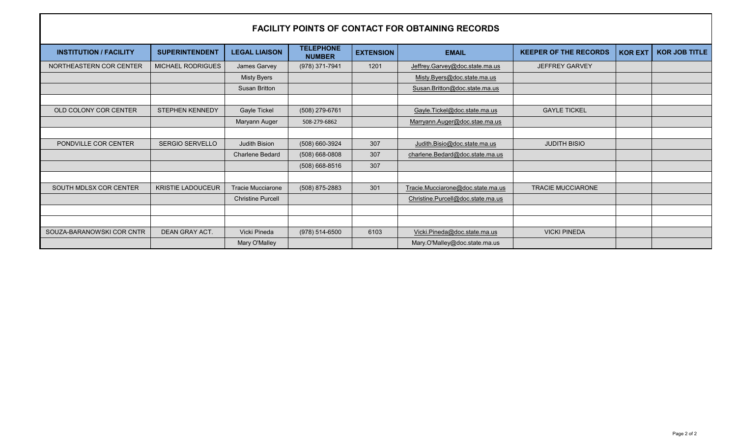# FACILITY POINTS OF CONTACT FOR OBTAINING RECORDS

| INSTITUTION / FACILITY | SUPERINTENDENT | LEGAL LIAISON | TELEPHONE NUMBER | EXTENSION | EMAIL | KEEPER OF THE RECORDS | KOR EXT | KOR JOB TITLE |
|---|---|---|---|---|---|---|---|---|
| NORTHEASTERN COR CENTER | MICHAEL RODRIGUES | James Garvey | (978) 371-7941 | 1201 | Jeffrey.Garvey@doc.state.ma.us | JEFFREY GARVEY | | |
| | | Misty Byers | | | Misty.Byers@doc.state.ma.us | | | |
| | | Susan Britton | | | Susan.Britton@doc.state.ma.us | | | |
| | | | | | | | | |
| OLD COLONY COR CENTER | STEPHEN KENNEDY | Gayle Tickel | (508) 279-6761 | | Gayle.Tickel@doc.state.ma.us | GAYLE TICKEL | | |
| | | Maryann Auger | 508-279-6862 | | Marryann.Auger@doc.stae.ma.us | | | |
| | | | | | | | | |
| PONDVILLE COR CENTER | SERGIO SERVELLO | Judith Bision | (508) 660-3924 | 307 | Judith.Bisio@doc.state.ma.us | JUDITH BISIO | | |
| | | Charlene Bedard | (508) 668-0808 | 307 | charlene.Bedard@doc.state.ma.us | | | |
| | | | (508) 668-8516 | 307 | | | | |
| | | | | | | | | |
| SOUTH MDLSX COR CENTER | KRISTIE LADOUCEUR | Tracie Mucciarone | (508) 875-2883 | 301 | Tracie.Mucciarone@doc.state.ma.us | TRACIE MUCCIARONE | | |
| | | Christine Purcell | | | Christine.Purcell@doc.state.ma.us | | | |
| | | | | | | | | |
| | | | | | | | | |
| SOUZA-BARANOWSKI COR CNTR | DEAN GRAY ACT. | Vicki Pineda | (978) 514-6500 | 6103 | Vicki.Pineda@doc.state.ma.us | VICKI PINEDA | | |
| | | Mary O'Malley | | | Mary.O'Malley@doc.state.ma.us | | | |